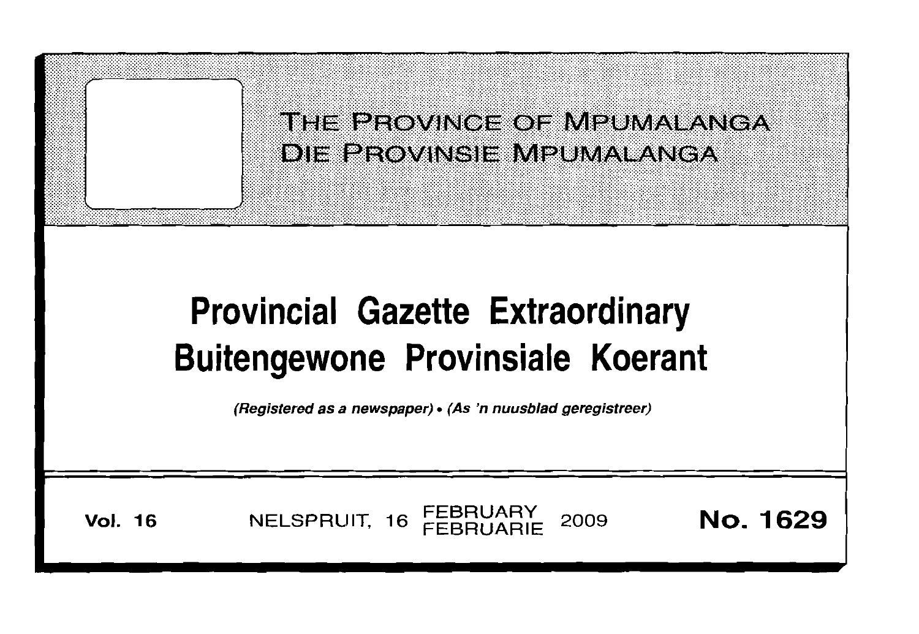THE PROVINCE OF MPUMALANGA
DIE PROVINSIE MPUMALANGA

# Provincial Gazette Extraordinary
# Buitengewone Provinsiale Koerant

*(Registered as a newspaper) • (As 'n nuusblad geregistreer)*

**Vol. 16** NELSPRUIT, 16 FEBRUARY FEBRUARIE 2009 **No. 1629**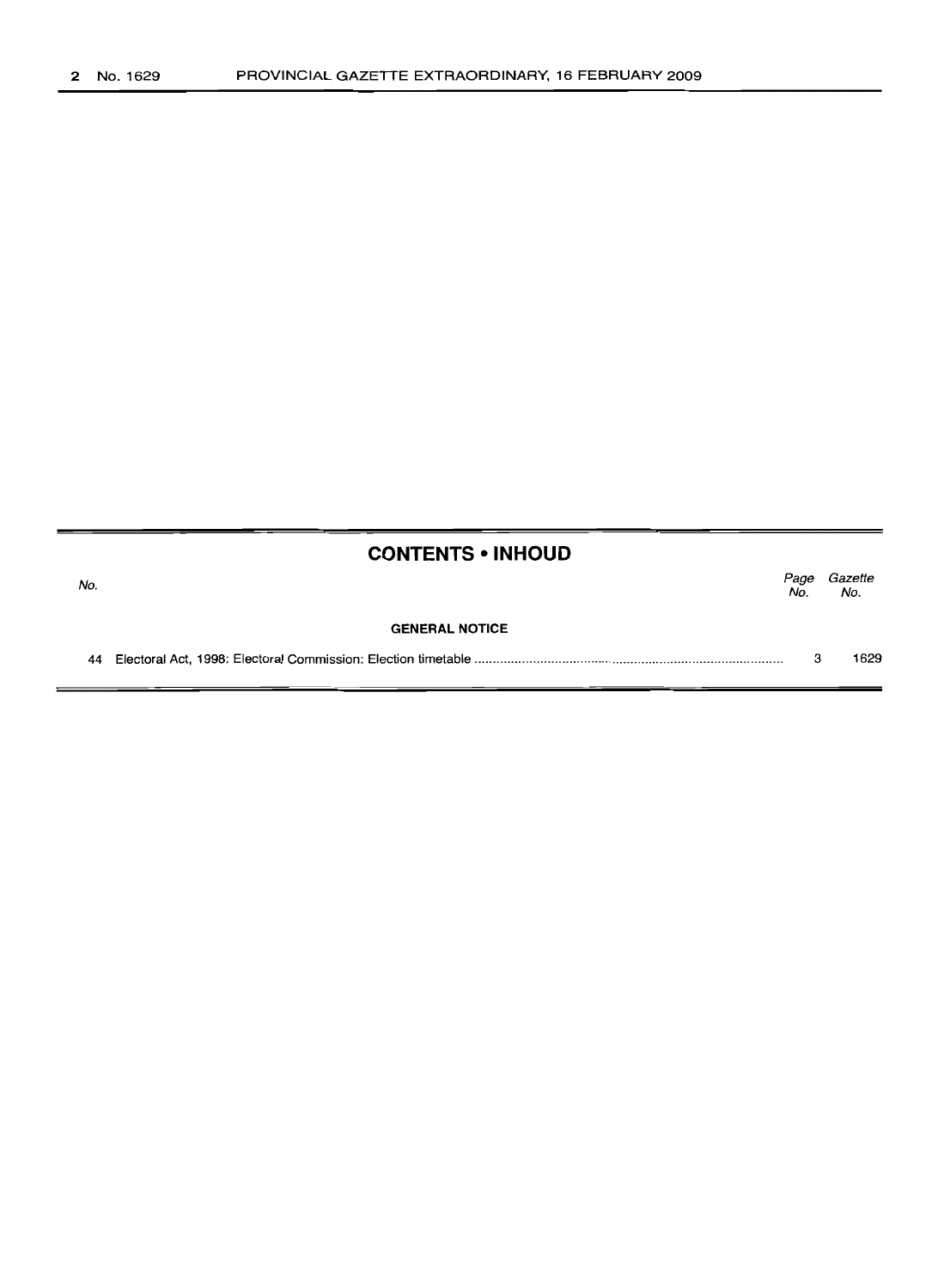## CONTENTS • INHOUD

| No. | | Page No. | Gazette No. |
|---|---|---|---|
| | **GENERAL NOTICE** | | |
| 44 | Electoral Act, 1998: Electoral Commission: Election timetable | 3 | 1629 |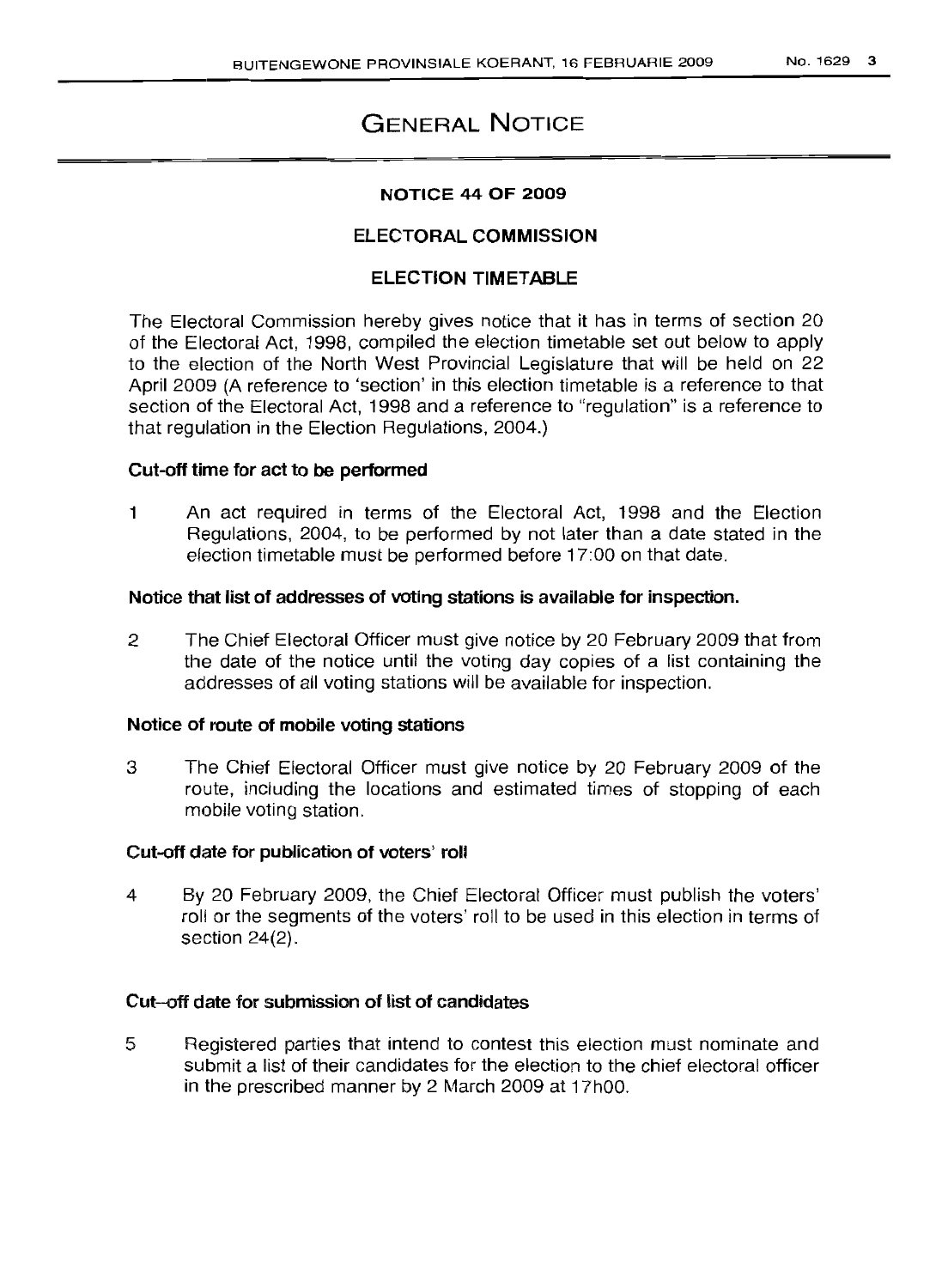# GENERAL NOTICE

**NOTICE 44 OF 2009**

**ELECTORAL COMMISSION**

**ELECTION TIMETABLE**

The Electoral Commission hereby gives notice that it has in terms of section 20 of the Electoral Act, 1998, compiled the election timetable set out below to apply to the election of the North West Provincial Legislature that will be held on 22 April 2009 (A reference to 'section' in this election timetable is a reference to that section of the Electoral Act, 1998 and a reference to "regulation" is a reference to that regulation in the Election Regulations, 2004.)

**Cut-off time for act to be performed**

1 An act required in terms of the Electoral Act, 1998 and the Election Regulations, 2004, to be performed by not later than a date stated in the election timetable must be performed before 17:00 on that date.

**Notice that list of addresses of voting stations is available for inspection.**

2 The Chief Electoral Officer must give notice by 20 February 2009 that from the date of the notice until the voting day copies of a list containing the addresses of all voting stations will be available for inspection.

**Notice of route of mobile voting stations**

3 The Chief Electoral Officer must give notice by 20 February 2009 of the route, including the locations and estimated times of stopping of each mobile voting station.

**Cut-off date for publication of voters' roll**

4 By 20 February 2009, the Chief Electoral Officer must publish the voters' roll or the segments of the voters' roll to be used in this election in terms of section 24(2).

**Cut-off date for submission of list of candidates**

5 Registered parties that intend to contest this election must nominate and submit a list of their candidates for the election to the chief electoral officer in the prescribed manner by 2 March 2009 at 17h00.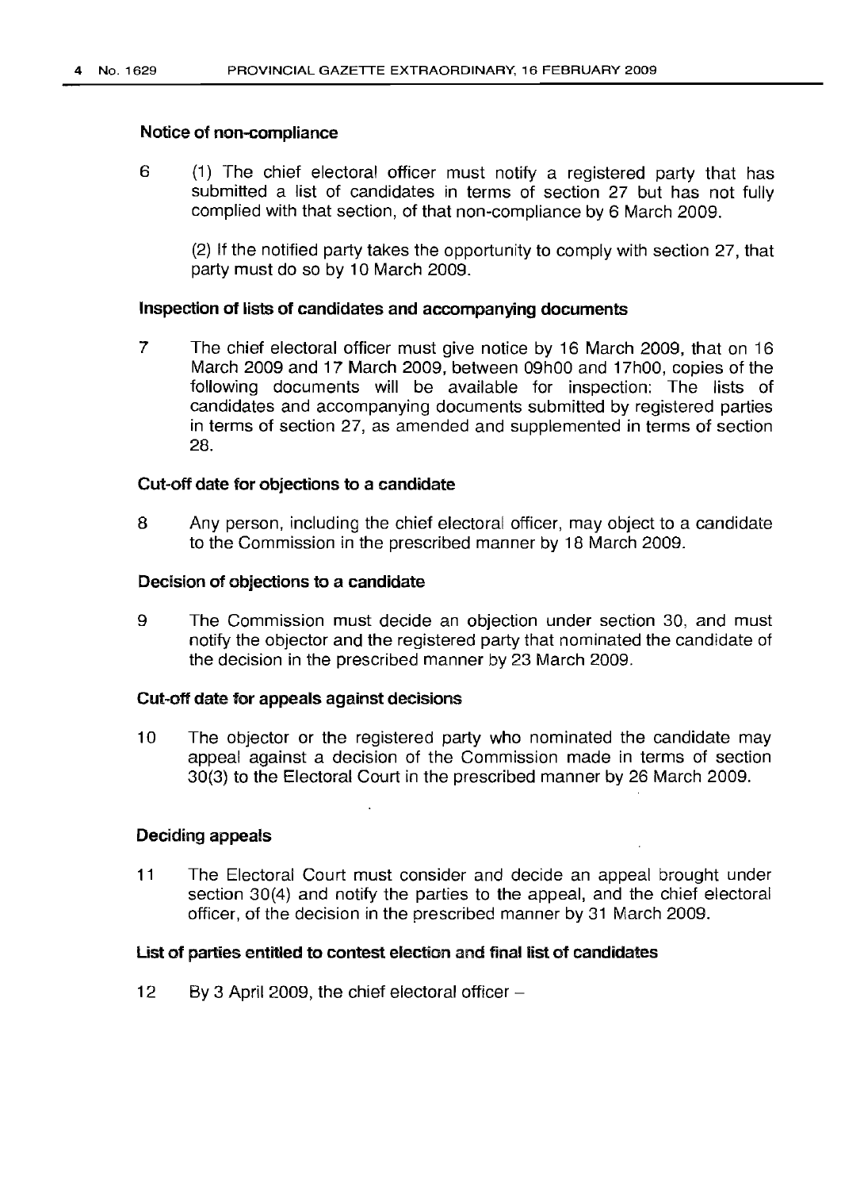### Notice of non-compliance

6 (1) The chief electoral officer must notify a registered party that has submitted a list of candidates in terms of section 27 but has not fully complied with that section, of that non-compliance by 6 March 2009.

(2) If the notified party takes the opportunity to comply with section 27, that party must do so by 10 March 2009.

### Inspection of lists of candidates and accompanying documents

7 The chief electoral officer must give notice by 16 March 2009, that on 16 March 2009 and 17 March 2009, between 09h00 and 17h00, copies of the following documents will be available for inspection: The lists of candidates and accompanying documents submitted by registered parties in terms of section 27, as amended and supplemented in terms of section 28.

### Cut-off date for objections to a candidate

8 Any person, including the chief electoral officer, may object to a candidate to the Commission in the prescribed manner by 18 March 2009.

### Decision of objections to a candidate

9 The Commission must decide an objection under section 30, and must notify the objector and the registered party that nominated the candidate of the decision in the prescribed manner by 23 March 2009.

### Cut-off date for appeals against decisions

10 The objector or the registered party who nominated the candidate may appeal against a decision of the Commission made in terms of section 30(3) to the Electoral Court in the prescribed manner by 26 March 2009.

### Deciding appeals

11 The Electoral Court must consider and decide an appeal brought under section 30(4) and notify the parties to the appeal, and the chief electoral officer, of the decision in the prescribed manner by 31 March 2009.

### List of parties entitled to contest election and final list of candidates

12 By 3 April 2009, the chief electoral officer –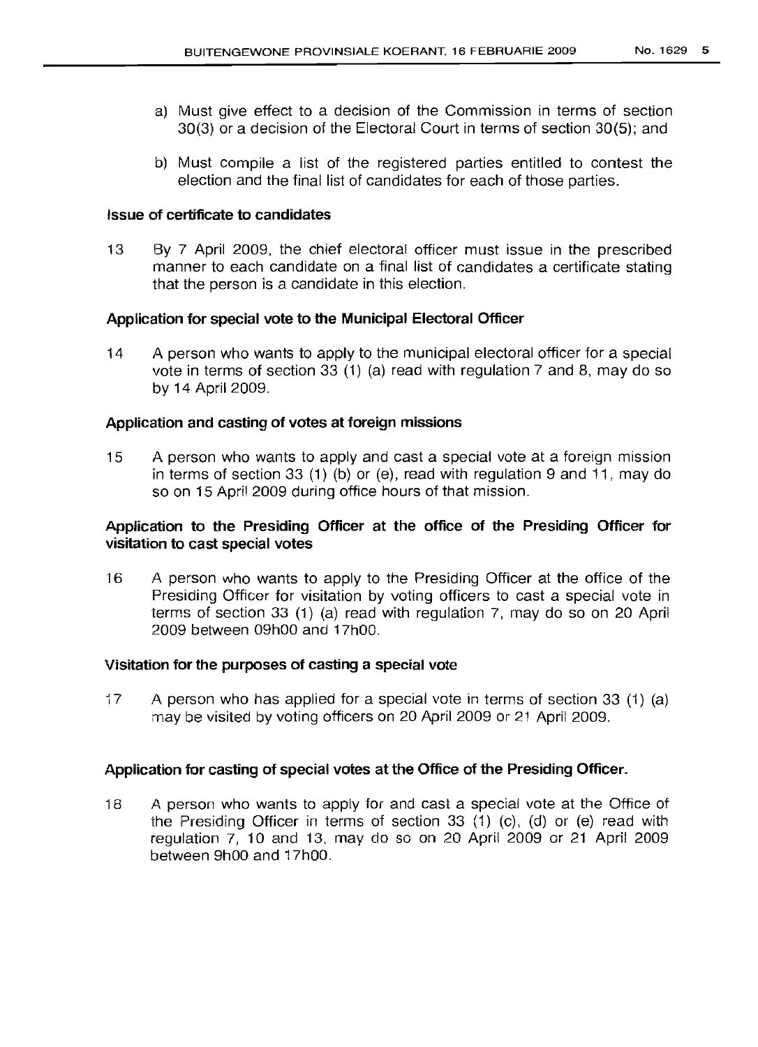a) Must give effect to a decision of the Commission in terms of section 30(3) or a decision of the Electoral Court in terms of section 30(5); and

b) Must compile a list of the registered parties entitled to contest the election and the final list of candidates for each of those parties.

**Issue of certificate to candidates**

13 By 7 April 2009, the chief electoral officer must issue in the prescribed manner to each candidate on a final list of candidates a certificate stating that the person is a candidate in this election.

**Application for special vote to the Municipal Electoral Officer**

14 A person who wants to apply to the municipal electoral officer for a special vote in terms of section 33 (1) (a) read with regulation 7 and 8, may do so by 14 April 2009.

**Application and casting of votes at foreign missions**

15 A person who wants to apply and cast a special vote at a foreign mission in terms of section 33 (1) (b) or (e), read with regulation 9 and 11, may do so on 15 April 2009 during office hours of that mission.

**Application to the Presiding Officer at the office of the Presiding Officer for visitation to cast special votes**

16 A person who wants to apply to the Presiding Officer at the office of the Presiding Officer for visitation by voting officers to cast a special vote in terms of section 33 (1) (a) read with regulation 7, may do so on 20 April 2009 between 09h00 and 17h00.

**Visitation for the purposes of casting a special vote**

17 A person who has applied for a special vote in terms of section 33 (1) (a) may be visited by voting officers on 20 April 2009 or 21 April 2009.

**Application for casting of special votes at the Office of the Presiding Officer.**

18 A person who wants to apply for and cast a special vote at the Office of the Presiding Officer in terms of section 33 (1) (c), (d) or (e) read with regulation 7, 10 and 13, may do so on 20 April 2009 or 21 April 2009 between 9h00 and 17h00.